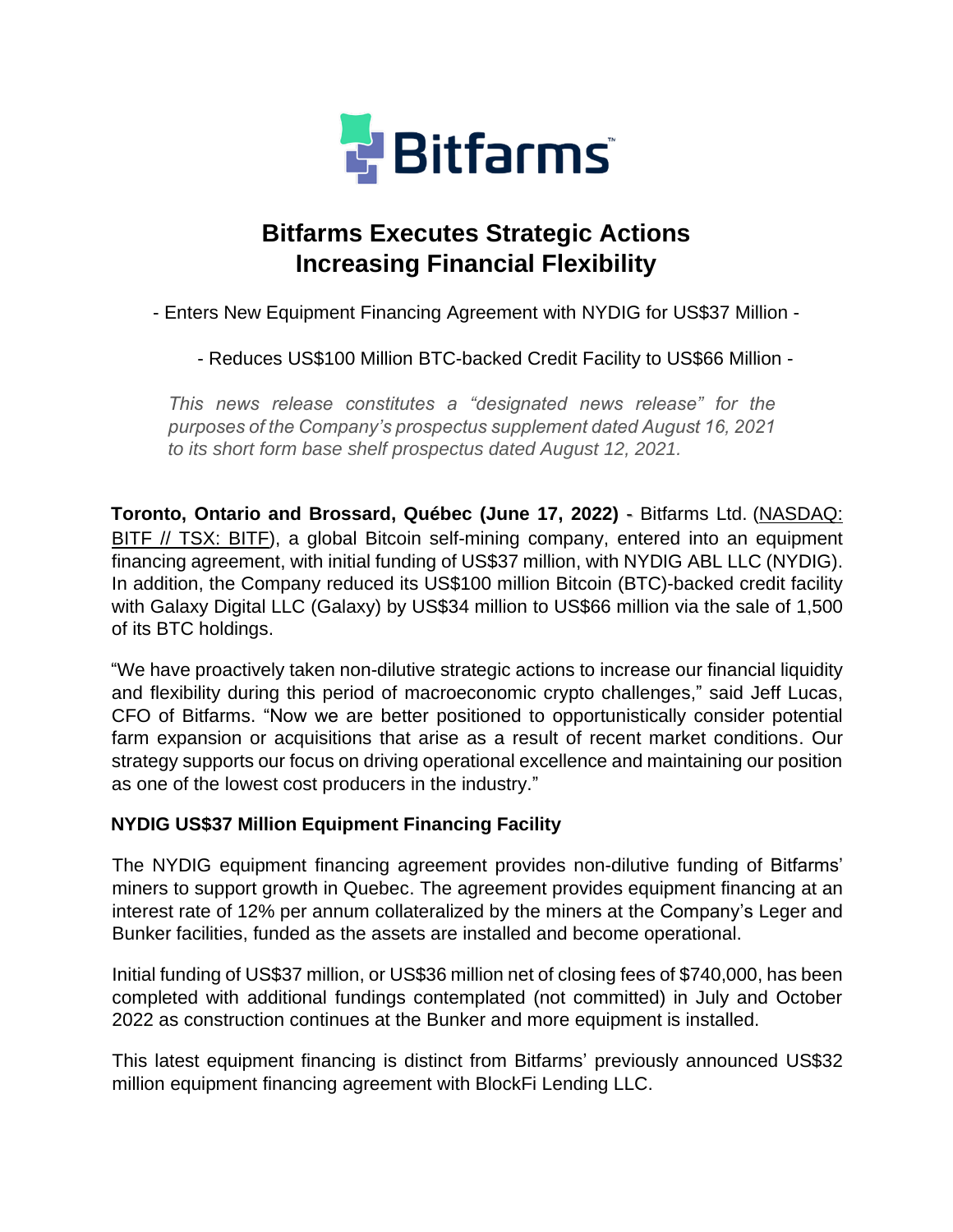# Bitfarms Executes Strategic Actions Increasing Financial Flexibility

- Enters New Equipment Financing Agreement with NYDIG for US$37 Million -

- Reduces US$100 Million BTC-backed Credit Facility to US$66 Million -

*This news release constitutes a "designated news release" for the purposes of the Company's prospectus supplement dated August 16, 2021 to its short form base shelf prospectus dated August 12, 2021.*

**Toronto, Ontario and Brossard, Québec (June 17, 2022)** - Bitfarms Ltd. (NASDAQ: BITF // TSX: BITF), a global Bitcoin self-mining company, entered into an equipment financing agreement, with initial funding of US$37 million, with NYDIG ABL LLC (NYDIG). In addition, the Company reduced its US$100 million Bitcoin (BTC)-backed credit facility with Galaxy Digital LLC (Galaxy) by US$34 million to US$66 million via the sale of 1,500 of its BTC holdings.

"We have proactively taken non-dilutive strategic actions to increase our financial liquidity and flexibility during this period of macroeconomic crypto challenges," said Jeff Lucas, CFO of Bitfarms. "Now we are better positioned to opportunistically consider potential farm expansion or acquisitions that arise as a result of recent market conditions. Our strategy supports our focus on driving operational excellence and maintaining our position as one of the lowest cost producers in the industry."

## NYDIG US$37 Million Equipment Financing Facility

The NYDIG equipment financing agreement provides non-dilutive funding of Bitfarms' miners to support growth in Quebec. The agreement provides equipment financing at an interest rate of 12% per annum collateralized by the miners at the Company's Leger and Bunker facilities, funded as the assets are installed and become operational.

Initial funding of US$37 million, or US$36 million net of closing fees of $740,000, has been completed with additional fundings contemplated (not committed) in July and October 2022 as construction continues at the Bunker and more equipment is installed.

This latest equipment financing is distinct from Bitfarms' previously announced US$32 million equipment financing agreement with BlockFi Lending LLC.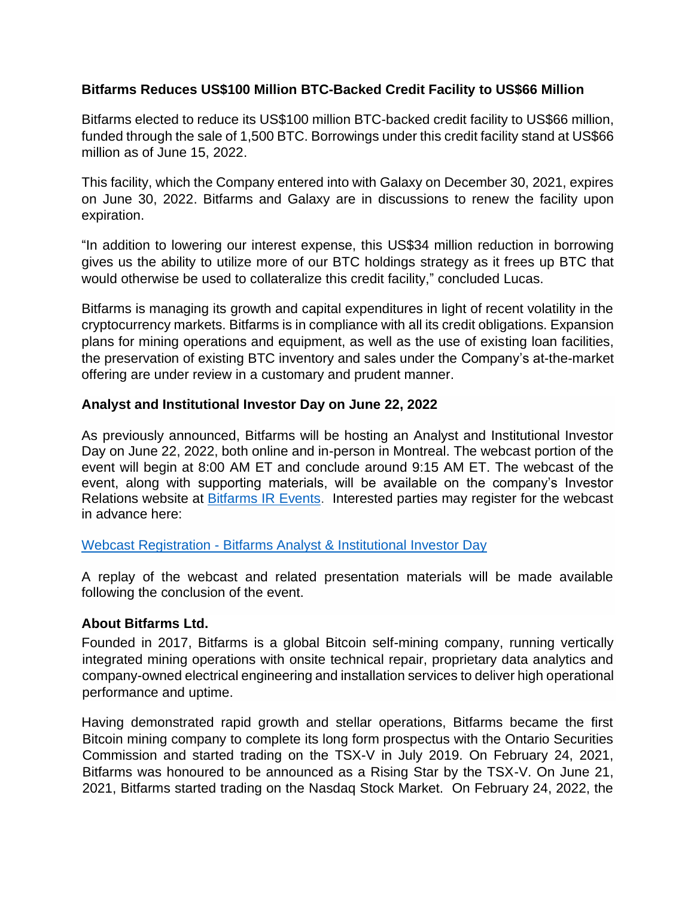**Bitfarms Reduces US$100 Million BTC-Backed Credit Facility to US$66 Million**

Bitfarms elected to reduce its US$100 million BTC-backed credit facility to US$66 million, funded through the sale of 1,500 BTC. Borrowings under this credit facility stand at US$66 million as of June 15, 2022.

This facility, which the Company entered into with Galaxy on December 30, 2021, expires on June 30, 2022. Bitfarms and Galaxy are in discussions to renew the facility upon expiration.

"In addition to lowering our interest expense, this US$34 million reduction in borrowing gives us the ability to utilize more of our BTC holdings strategy as it frees up BTC that would otherwise be used to collateralize this credit facility," concluded Lucas.

Bitfarms is managing its growth and capital expenditures in light of recent volatility in the cryptocurrency markets. Bitfarms is in compliance with all its credit obligations. Expansion plans for mining operations and equipment, as well as the use of existing loan facilities, the preservation of existing BTC inventory and sales under the Company's at-the-market offering are under review in a customary and prudent manner.

**Analyst and Institutional Investor Day on June 22, 2022**

As previously announced, Bitfarms will be hosting an Analyst and Institutional Investor Day on June 22, 2022, both online and in-person in Montreal. The webcast portion of the event will begin at 8:00 AM ET and conclude around 9:15 AM ET. The webcast of the event, along with supporting materials, will be available on the company's Investor Relations website at Bitfarms IR Events. Interested parties may register for the webcast in advance here:

Webcast Registration - Bitfarms Analyst & Institutional Investor Day

A replay of the webcast and related presentation materials will be made available following the conclusion of the event.

**About Bitfarms Ltd.**

Founded in 2017, Bitfarms is a global Bitcoin self-mining company, running vertically integrated mining operations with onsite technical repair, proprietary data analytics and company-owned electrical engineering and installation services to deliver high operational performance and uptime.

Having demonstrated rapid growth and stellar operations, Bitfarms became the first Bitcoin mining company to complete its long form prospectus with the Ontario Securities Commission and started trading on the TSX-V in July 2019. On February 24, 2021, Bitfarms was honoured to be announced as a Rising Star by the TSX-V. On June 21, 2021, Bitfarms started trading on the Nasdaq Stock Market. On February 24, 2022, the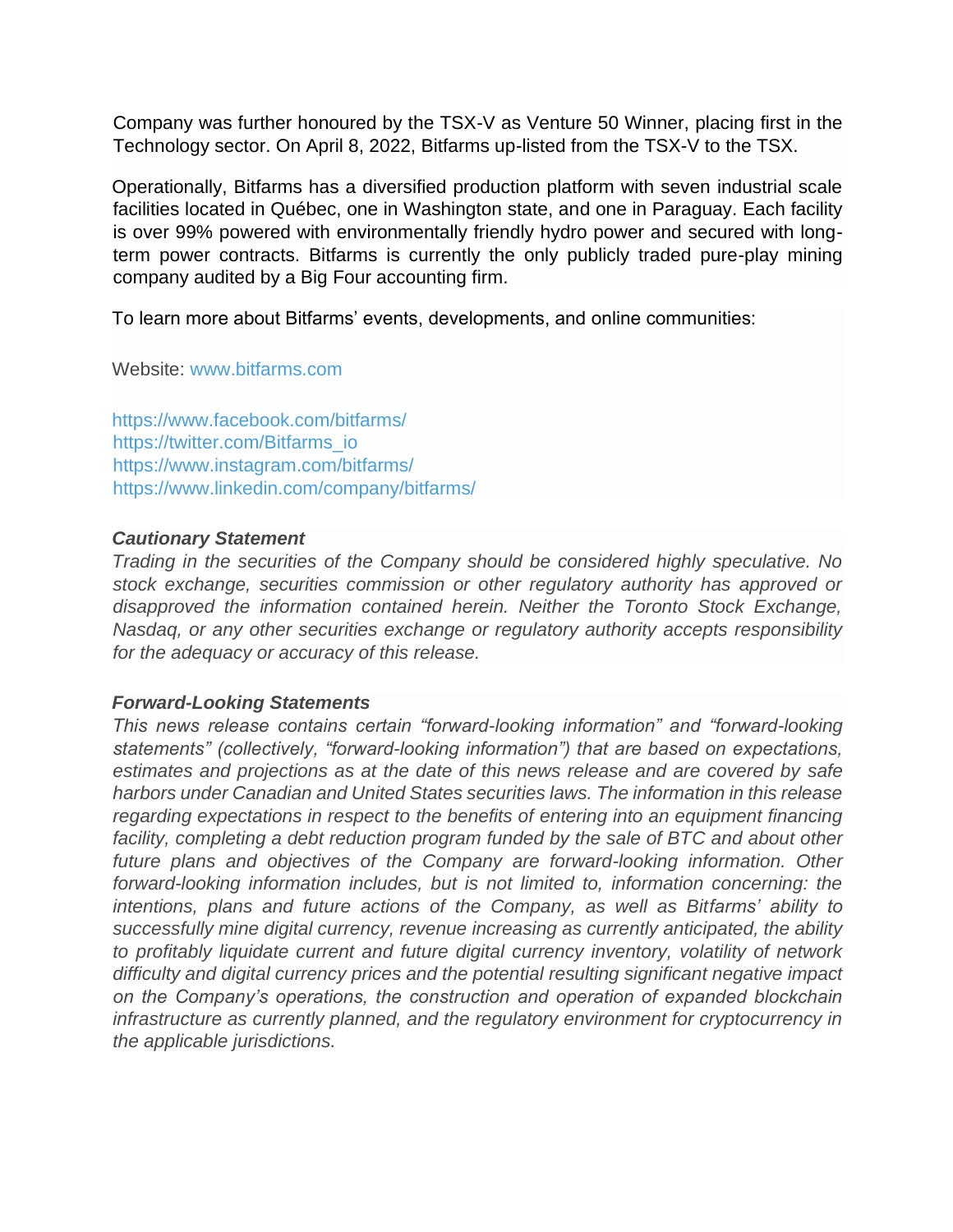Company was further honoured by the TSX-V as Venture 50 Winner, placing first in the Technology sector. On April 8, 2022, Bitfarms up-listed from the TSX-V to the TSX.

Operationally, Bitfarms has a diversified production platform with seven industrial scale facilities located in Québec, one in Washington state, and one in Paraguay. Each facility is over 99% powered with environmentally friendly hydro power and secured with long-term power contracts. Bitfarms is currently the only publicly traded pure-play mining company audited by a Big Four accounting firm.

To learn more about Bitfarms' events, developments, and online communities:

Website: www.bitfarms.com

https://www.facebook.com/bitfarms/
https://twitter.com/Bitfarms_io
https://www.instagram.com/bitfarms/
https://www.linkedin.com/company/bitfarms/

***Cautionary Statement***

*Trading in the securities of the Company should be considered highly speculative. No stock exchange, securities commission or other regulatory authority has approved or disapproved the information contained herein. Neither the Toronto Stock Exchange, Nasdaq, or any other securities exchange or regulatory authority accepts responsibility for the adequacy or accuracy of this release.*

***Forward-Looking Statements***

*This news release contains certain "forward-looking information" and "forward-looking statements" (collectively, "forward-looking information") that are based on expectations, estimates and projections as at the date of this news release and are covered by safe harbors under Canadian and United States securities laws. The information in this release regarding expectations in respect to the benefits of entering into an equipment financing facility, completing a debt reduction program funded by the sale of BTC and about other future plans and objectives of the Company are forward-looking information. Other forward-looking information includes, but is not limited to, information concerning: the intentions, plans and future actions of the Company, as well as Bitfarms' ability to successfully mine digital currency, revenue increasing as currently anticipated, the ability to profitably liquidate current and future digital currency inventory, volatility of network difficulty and digital currency prices and the potential resulting significant negative impact on the Company's operations, the construction and operation of expanded blockchain infrastructure as currently planned, and the regulatory environment for cryptocurrency in the applicable jurisdictions.*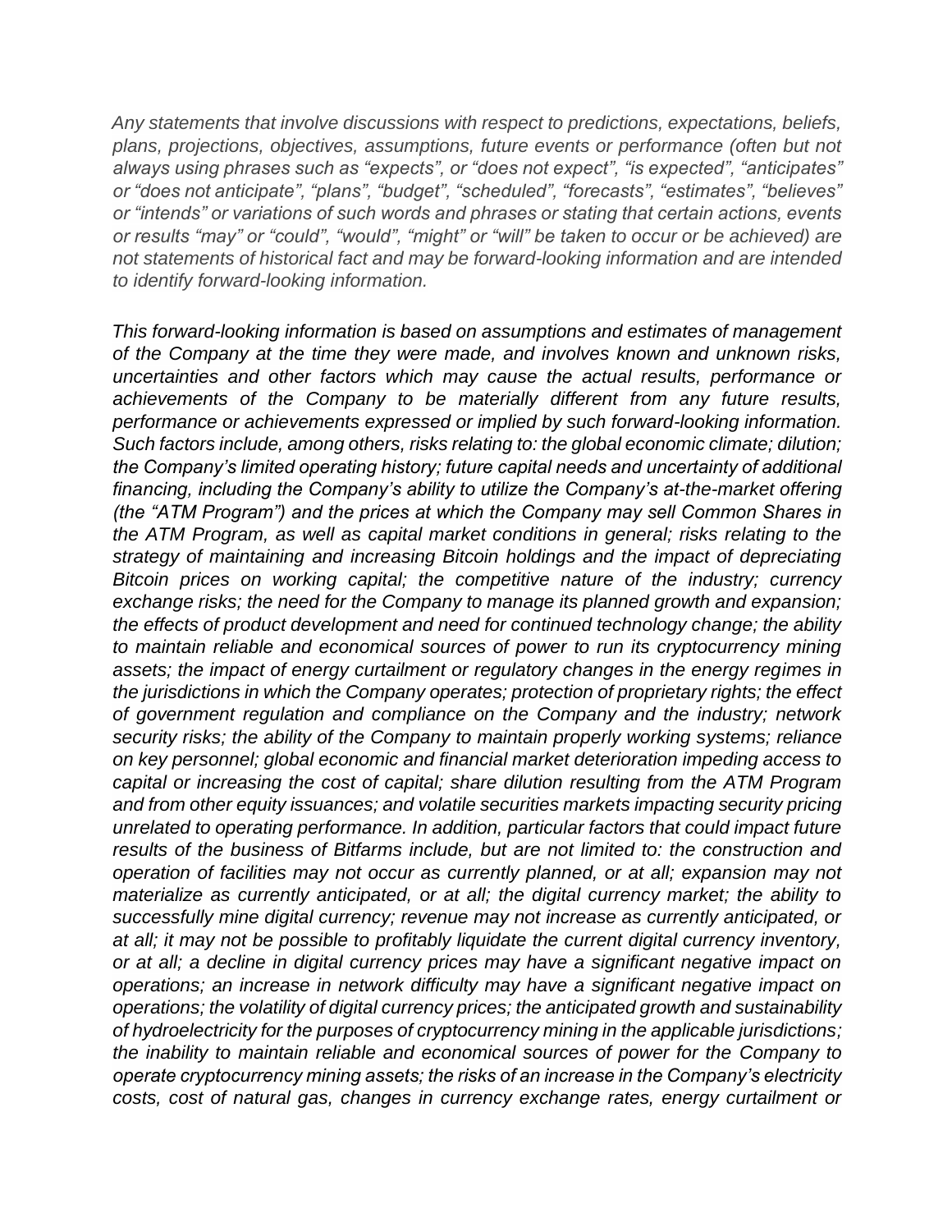*Any statements that involve discussions with respect to predictions, expectations, beliefs, plans, projections, objectives, assumptions, future events or performance (often but not always using phrases such as "expects", or "does not expect", "is expected", "anticipates" or "does not anticipate", "plans", "budget", "scheduled", "forecasts", "estimates", "believes" or "intends" or variations of such words and phrases or stating that certain actions, events or results "may" or "could", "would", "might" or "will" be taken to occur or be achieved) are not statements of historical fact and may be forward-looking information and are intended to identify forward-looking information.*

*This forward-looking information is based on assumptions and estimates of management of the Company at the time they were made, and involves known and unknown risks, uncertainties and other factors which may cause the actual results, performance or achievements of the Company to be materially different from any future results, performance or achievements expressed or implied by such forward-looking information. Such factors include, among others, risks relating to: the global economic climate; dilution; the Company's limited operating history; future capital needs and uncertainty of additional financing, including the Company's ability to utilize the Company's at-the-market offering (the "ATM Program") and the prices at which the Company may sell Common Shares in the ATM Program, as well as capital market conditions in general; risks relating to the strategy of maintaining and increasing Bitcoin holdings and the impact of depreciating Bitcoin prices on working capital; the competitive nature of the industry; currency exchange risks; the need for the Company to manage its planned growth and expansion; the effects of product development and need for continued technology change; the ability to maintain reliable and economical sources of power to run its cryptocurrency mining assets; the impact of energy curtailment or regulatory changes in the energy regimes in the jurisdictions in which the Company operates; protection of proprietary rights; the effect of government regulation and compliance on the Company and the industry; network security risks; the ability of the Company to maintain properly working systems; reliance on key personnel; global economic and financial market deterioration impeding access to capital or increasing the cost of capital; share dilution resulting from the ATM Program and from other equity issuances; and volatile securities markets impacting security pricing unrelated to operating performance. In addition, particular factors that could impact future results of the business of Bitfarms include, but are not limited to: the construction and operation of facilities may not occur as currently planned, or at all; expansion may not materialize as currently anticipated, or at all; the digital currency market; the ability to successfully mine digital currency; revenue may not increase as currently anticipated, or at all; it may not be possible to profitably liquidate the current digital currency inventory, or at all; a decline in digital currency prices may have a significant negative impact on operations; an increase in network difficulty may have a significant negative impact on operations; the volatility of digital currency prices; the anticipated growth and sustainability of hydroelectricity for the purposes of cryptocurrency mining in the applicable jurisdictions; the inability to maintain reliable and economical sources of power for the Company to operate cryptocurrency mining assets; the risks of an increase in the Company's electricity costs, cost of natural gas, changes in currency exchange rates, energy curtailment or*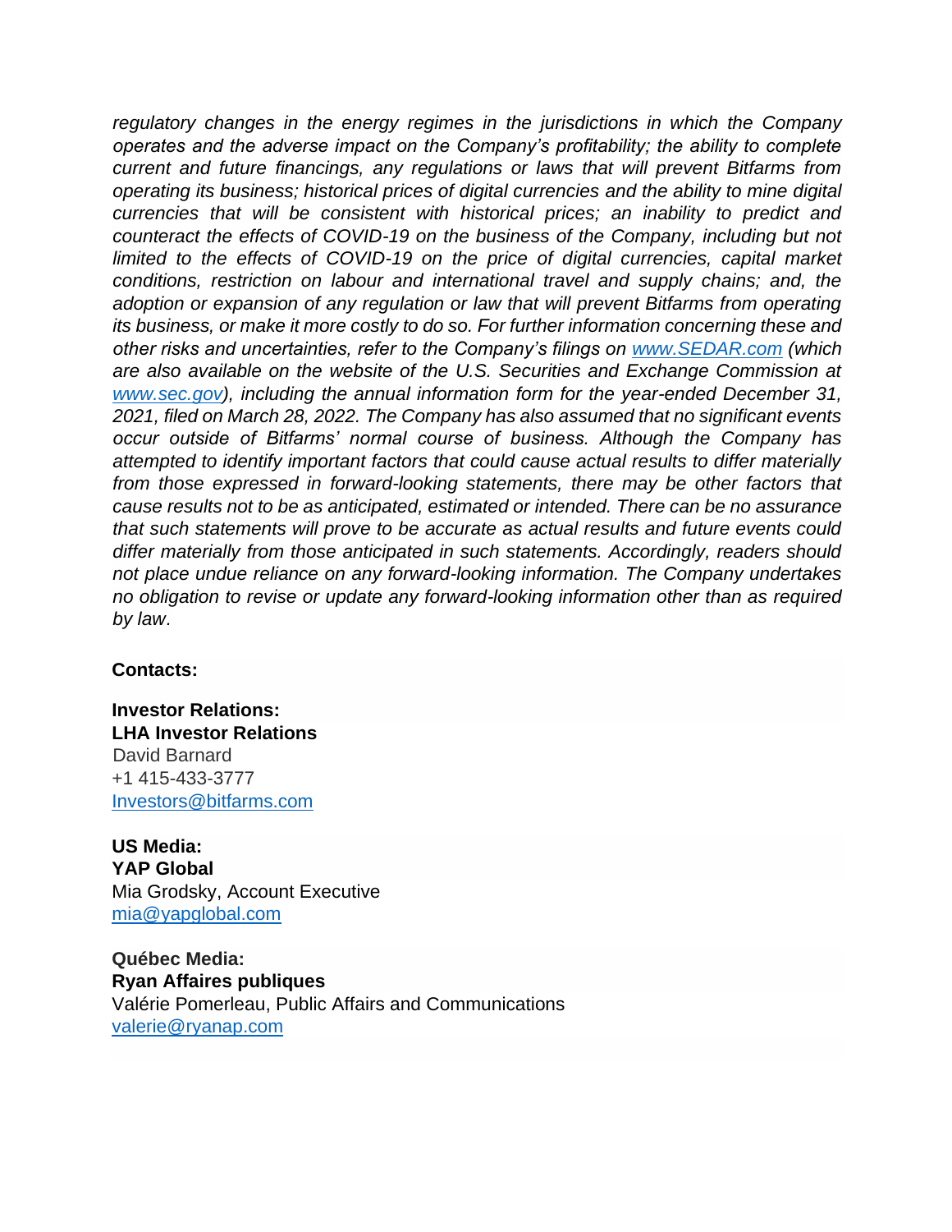*regulatory changes in the energy regimes in the jurisdictions in which the Company operates and the adverse impact on the Company's profitability; the ability to complete current and future financings, any regulations or laws that will prevent Bitfarms from operating its business; historical prices of digital currencies and the ability to mine digital currencies that will be consistent with historical prices; an inability to predict and counteract the effects of COVID-19 on the business of the Company, including but not limited to the effects of COVID-19 on the price of digital currencies, capital market conditions, restriction on labour and international travel and supply chains; and, the adoption or expansion of any regulation or law that will prevent Bitfarms from operating its business, or make it more costly to do so. For further information concerning these and other risks and uncertainties, refer to the Company's filings on [www.SEDAR.com](http://www.SEDAR.com) (which are also available on the website of the U.S. Securities and Exchange Commission at [www.sec.gov](http://www.sec.gov)), including the annual information form for the year-ended December 31, 2021, filed on March 28, 2022. The Company has also assumed that no significant events occur outside of Bitfarms' normal course of business. Although the Company has attempted to identify important factors that could cause actual results to differ materially from those expressed in forward-looking statements, there may be other factors that cause results not to be as anticipated, estimated or intended. There can be no assurance that such statements will prove to be accurate as actual results and future events could differ materially from those anticipated in such statements. Accordingly, readers should not place undue reliance on any forward-looking information. The Company undertakes no obligation to revise or update any forward-looking information other than as required by law.*

**Contacts:**

**Investor Relations:**
**LHA Investor Relations**
David Barnard
+1 415-433-3777
[Investors@bitfarms.com](mailto:Investors@bitfarms.com)

**US Media:**
**YAP Global**
Mia Grodsky, Account Executive
[mia@yapglobal.com](mailto:mia@yapglobal.com)

**Québec Media:**
**Ryan Affaires publiques**
Valérie Pomerleau, Public Affairs and Communications
[valerie@ryanap.com](mailto:valerie@ryanap.com)